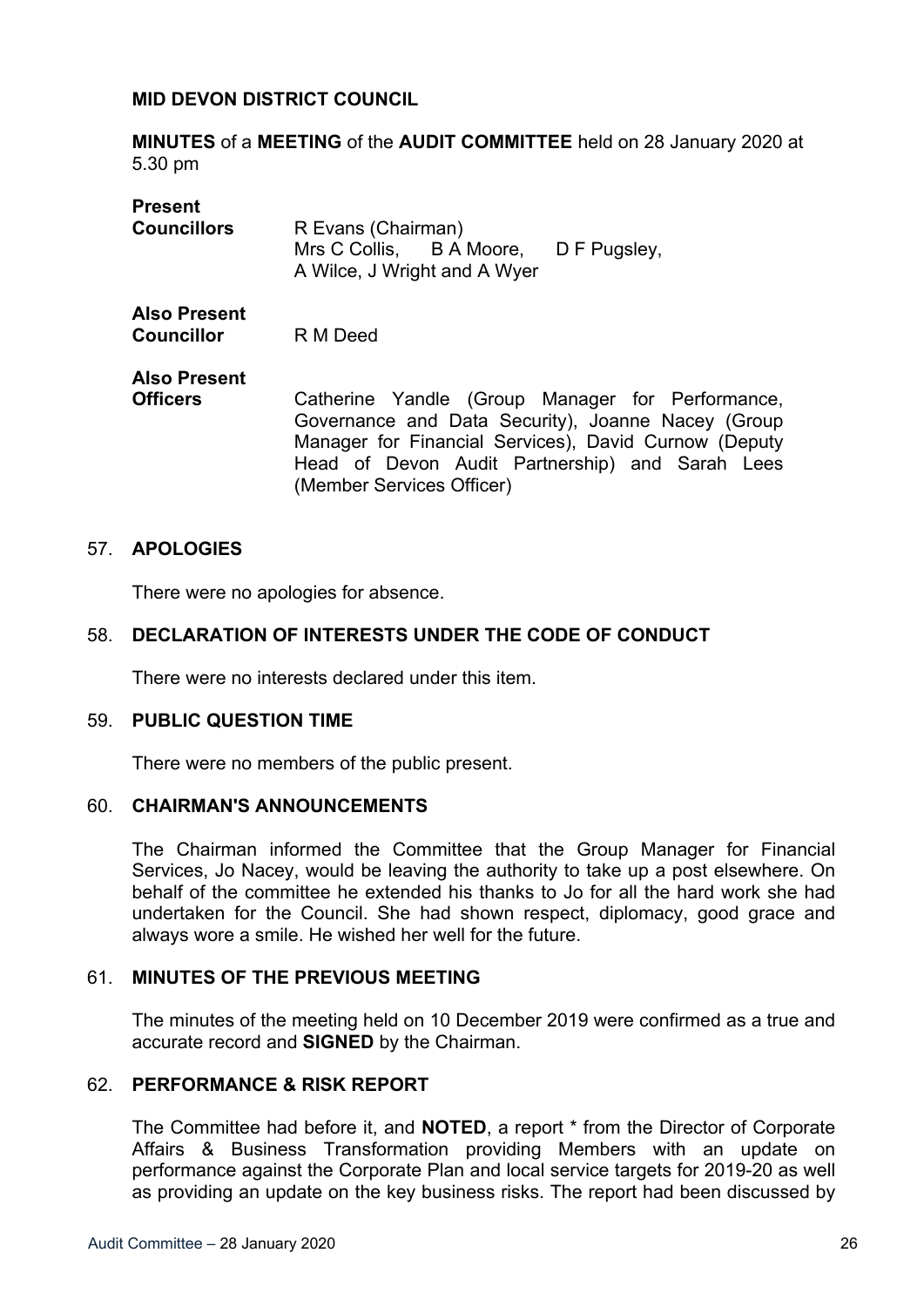**MID DEVON DISTRICT COUNCIL**

**MINUTES** of a **MEETING** of the **AUDIT COMMITTEE** held on 28 January 2020 at 5.30 pm

**Present**
**Councillors** R Evans (Chairman)
Mrs C Collis, B A Moore, D F Pugsley, A Wilce, J Wright and A Wyer

**Also Present**
**Councillor** R M Deed

**Also Present**
**Officers** Catherine Yandle (Group Manager for Performance, Governance and Data Security), Joanne Nacey (Group Manager for Financial Services), David Curnow (Deputy Head of Devon Audit Partnership) and Sarah Lees (Member Services Officer)

57. **APOLOGIES**

There were no apologies for absence.

58. **DECLARATION OF INTERESTS UNDER THE CODE OF CONDUCT**

There were no interests declared under this item.

59. **PUBLIC QUESTION TIME**

There were no members of the public present.

60. **CHAIRMAN'S ANNOUNCEMENTS**

The Chairman informed the Committee that the Group Manager for Financial Services, Jo Nacey, would be leaving the authority to take up a post elsewhere. On behalf of the committee he extended his thanks to Jo for all the hard work she had undertaken for the Council. She had shown respect, diplomacy, good grace and always wore a smile. He wished her well for the future.

61. **MINUTES OF THE PREVIOUS MEETING**

The minutes of the meeting held on 10 December 2019 were confirmed as a true and accurate record and **SIGNED** by the Chairman.

62. **PERFORMANCE & RISK REPORT**

The Committee had before it, and **NOTED**, a report * from the Director of Corporate Affairs & Business Transformation providing Members with an update on performance against the Corporate Plan and local service targets for 2019-20 as well as providing an update on the key business risks. The report had been discussed by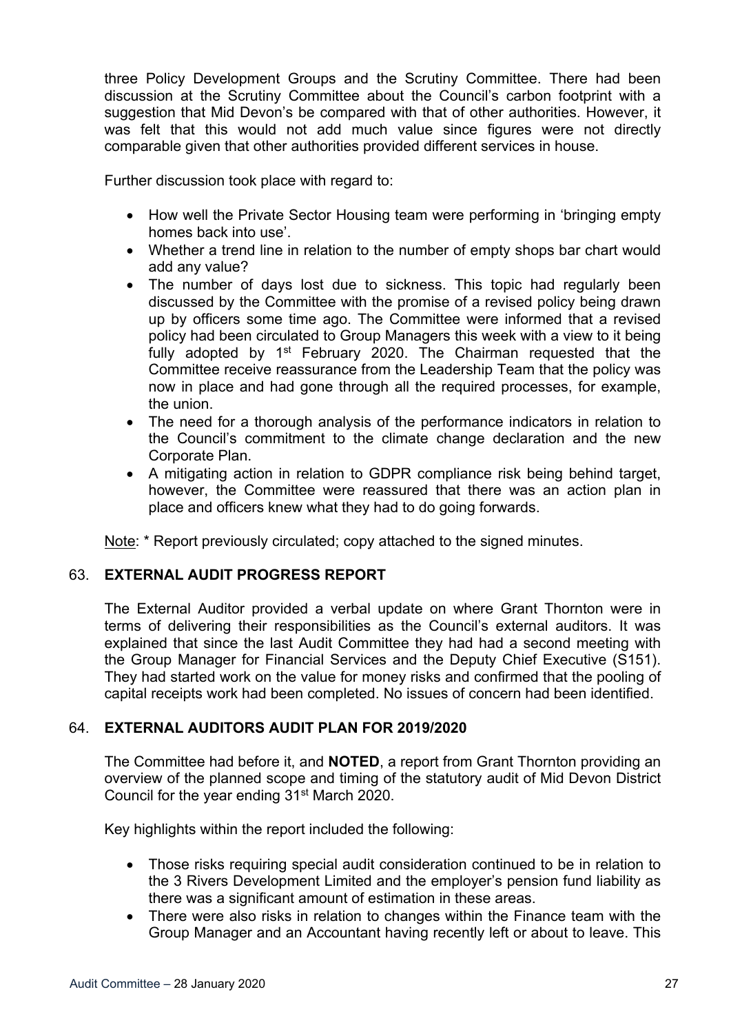three Policy Development Groups and the Scrutiny Committee. There had been discussion at the Scrutiny Committee about the Council's carbon footprint with a suggestion that Mid Devon's be compared with that of other authorities. However, it was felt that this would not add much value since figures were not directly comparable given that other authorities provided different services in house.

Further discussion took place with regard to:

- How well the Private Sector Housing team were performing in 'bringing empty homes back into use'.
- Whether a trend line in relation to the number of empty shops bar chart would add any value?
- The number of days lost due to sickness. This topic had regularly been discussed by the Committee with the promise of a revised policy being drawn up by officers some time ago. The Committee were informed that a revised policy had been circulated to Group Managers this week with a view to it being fully adopted by 1st February 2020. The Chairman requested that the Committee receive reassurance from the Leadership Team that the policy was now in place and had gone through all the required processes, for example, the union.
- The need for a thorough analysis of the performance indicators in relation to the Council's commitment to the climate change declaration and the new Corporate Plan.
- A mitigating action in relation to GDPR compliance risk being behind target, however, the Committee were reassured that there was an action plan in place and officers knew what they had to do going forwards.

Note: * Report previously circulated; copy attached to the signed minutes.

## 63. EXTERNAL AUDIT PROGRESS REPORT

The External Auditor provided a verbal update on where Grant Thornton were in terms of delivering their responsibilities as the Council's external auditors. It was explained that since the last Audit Committee they had had a second meeting with the Group Manager for Financial Services and the Deputy Chief Executive (S151). They had started work on the value for money risks and confirmed that the pooling of capital receipts work had been completed. No issues of concern had been identified.

## 64. EXTERNAL AUDITORS AUDIT PLAN FOR 2019/2020

The Committee had before it, and **NOTED**, a report from Grant Thornton providing an overview of the planned scope and timing of the statutory audit of Mid Devon District Council for the year ending 31st March 2020.

Key highlights within the report included the following:

- Those risks requiring special audit consideration continued to be in relation to the 3 Rivers Development Limited and the employer's pension fund liability as there was a significant amount of estimation in these areas.
- There were also risks in relation to changes within the Finance team with the Group Manager and an Accountant having recently left or about to leave. This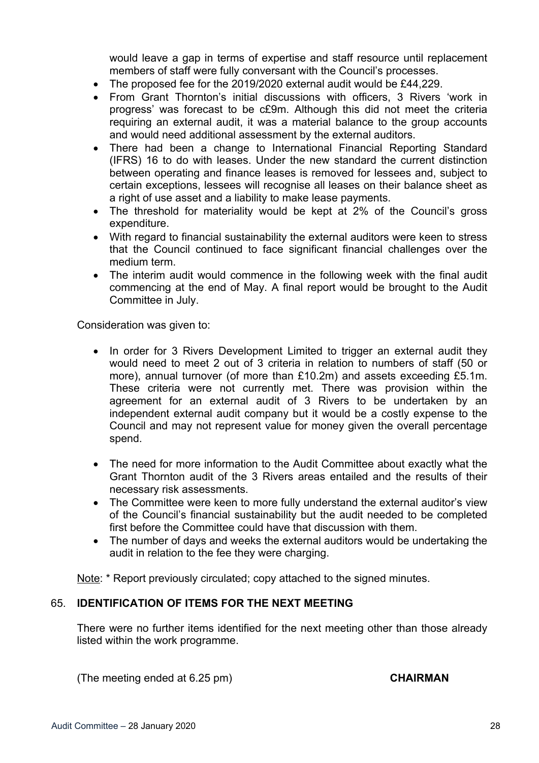would leave a gap in terms of expertise and staff resource until replacement members of staff were fully conversant with the Council's processes.

- The proposed fee for the 2019/2020 external audit would be £44,229.
- From Grant Thornton's initial discussions with officers, 3 Rivers 'work in progress' was forecast to be c£9m. Although this did not meet the criteria requiring an external audit, it was a material balance to the group accounts and would need additional assessment by the external auditors.
- There had been a change to International Financial Reporting Standard (IFRS) 16 to do with leases. Under the new standard the current distinction between operating and finance leases is removed for lessees and, subject to certain exceptions, lessees will recognise all leases on their balance sheet as a right of use asset and a liability to make lease payments.
- The threshold for materiality would be kept at 2% of the Council's gross expenditure.
- With regard to financial sustainability the external auditors were keen to stress that the Council continued to face significant financial challenges over the medium term.
- The interim audit would commence in the following week with the final audit commencing at the end of May. A final report would be brought to the Audit Committee in July.

Consideration was given to:

- In order for 3 Rivers Development Limited to trigger an external audit they would need to meet 2 out of 3 criteria in relation to numbers of staff (50 or more), annual turnover (of more than £10.2m) and assets exceeding £5.1m. These criteria were not currently met. There was provision within the agreement for an external audit of 3 Rivers to be undertaken by an independent external audit company but it would be a costly expense to the Council and may not represent value for money given the overall percentage spend.

- The need for more information to the Audit Committee about exactly what the Grant Thornton audit of the 3 Rivers areas entailed and the results of their necessary risk assessments.
- The Committee were keen to more fully understand the external auditor's view of the Council's financial sustainability but the audit needed to be completed first before the Committee could have that discussion with them.
- The number of days and weeks the external auditors would be undertaking the audit in relation to the fee they were charging.

Note: * Report previously circulated; copy attached to the signed minutes.

65. **IDENTIFICATION OF ITEMS FOR THE NEXT MEETING**

There were no further items identified for the next meeting other than those already listed within the work programme.

(The meeting ended at 6.25 pm) **CHAIRMAN**